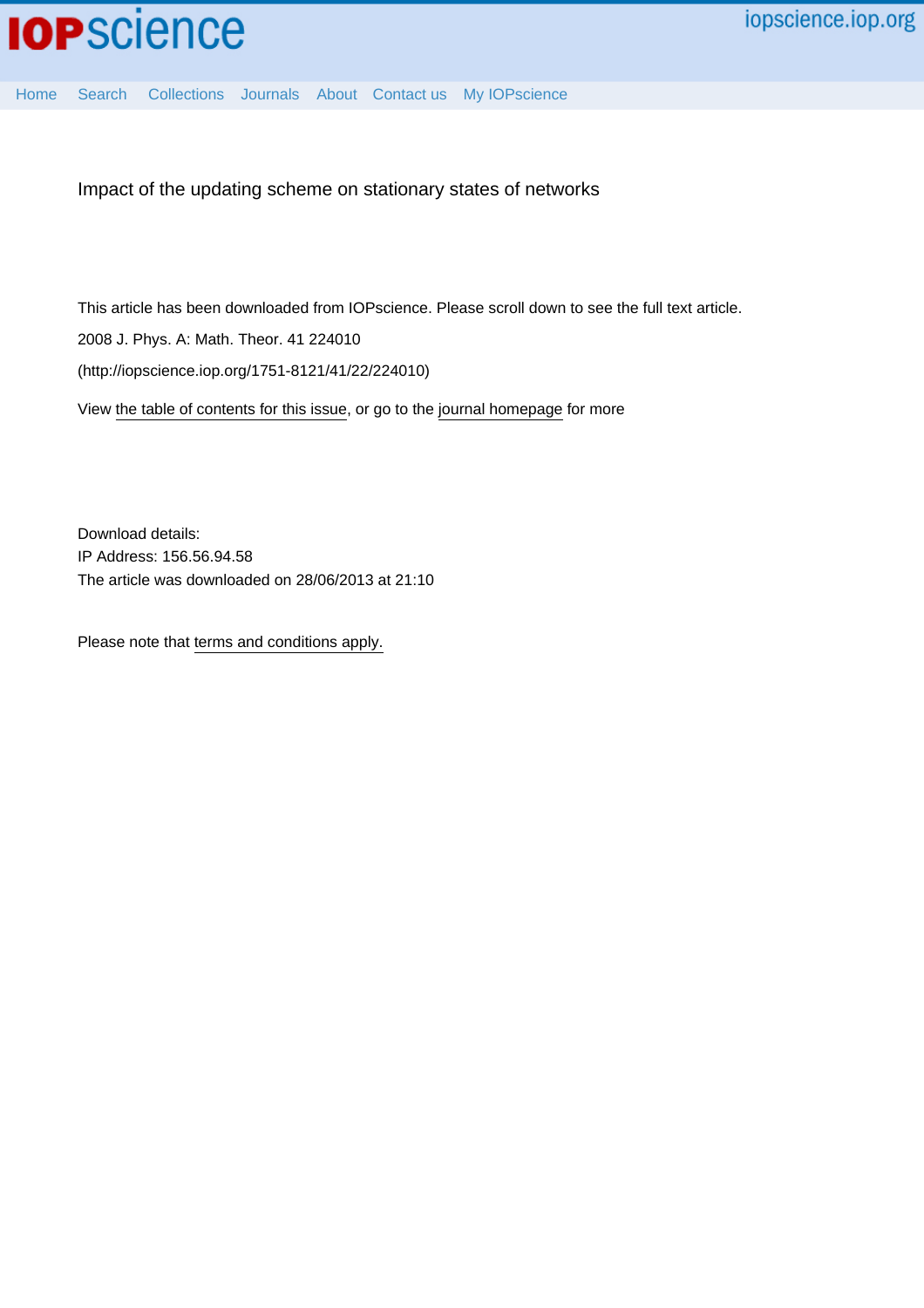Impact of the updating scheme on stationary states of networks

This article has been downloaded from IOPscience. Please scroll down to see the full text article.

2008 J. Phys. A: Math. Theor. 41 224010

(http://iopscience.iop.org/1751-8121/41/22/224010)

View the table of contents for this issue, or go to the journal homepage for more

Download details:
IP Address: 156.56.94.58
The article was downloaded on 28/06/2013 at 21:10

Please note that terms and conditions apply.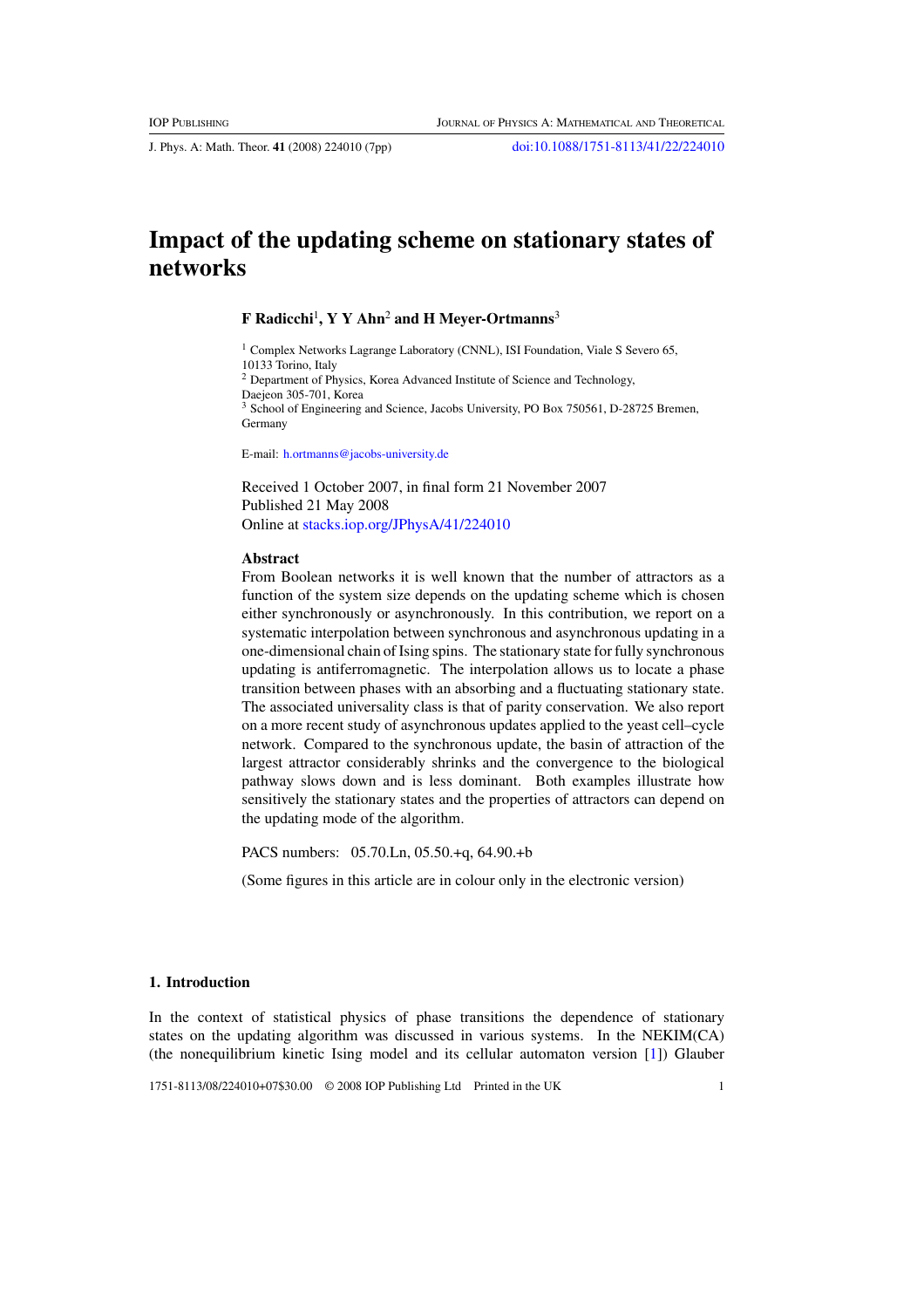# Impact of the updating scheme on stationary states of networks

**F Radicchi**[1], **Y Y Ahn**[2] **and H Meyer-Ortmanns**[3]

[1] Complex Networks Lagrange Laboratory (CNLL), ISI Foundation, Viale S Severo 65, 10133 Torino, Italy

[2] Department of Physics, Korea Advanced Institute of Science and Technology, Daejeon 305-701, Korea

[3] School of Engineering and Science, Jacobs University, PO Box 750561, D-28725 Bremen, Germany

E-mail: h.ortmanns@jacobs-university.de

Received 1 October 2007, in final form 21 November 2007
Published 21 May 2008
Online at stacks.iop.org/JPhysA/41/224010

## Abstract

From Boolean networks it is well known that the number of attractors as a function of the system size depends on the updating scheme which is chosen either synchronously or asynchronously. In this contribution, we report on a systematic interpolation between synchronous and asynchronous updating in a one-dimensional chain of Ising spins. The stationary state for fully synchronous updating is antiferromagnetic. The interpolation allows us to locate a phase transition between phases with an absorbing and a fluctuating stationary state. The associated universality class is that of parity conservation. We also report on a more recent study of asynchronous updates applied to the yeast cell–cycle network. Compared to the synchronous update, the basin of attraction of the largest attractor considerably shrinks and the convergence to the biological pathway slows down and is less dominant. Both examples illustrate how sensitively the stationary states and the properties of attractors can depend on the updating mode of the algorithm.

PACS numbers: 05.70.Ln, 05.50.+q, 64.90.+b

(Some figures in this article are in colour only in the electronic version)

## 1. Introduction

In the context of statistical physics of phase transitions the dependence of stationary states on the updating algorithm was discussed in various systems. In the NEKIM(CA) (the nonequilibrium kinetic Ising model and its cellular automaton version [1]) Glauber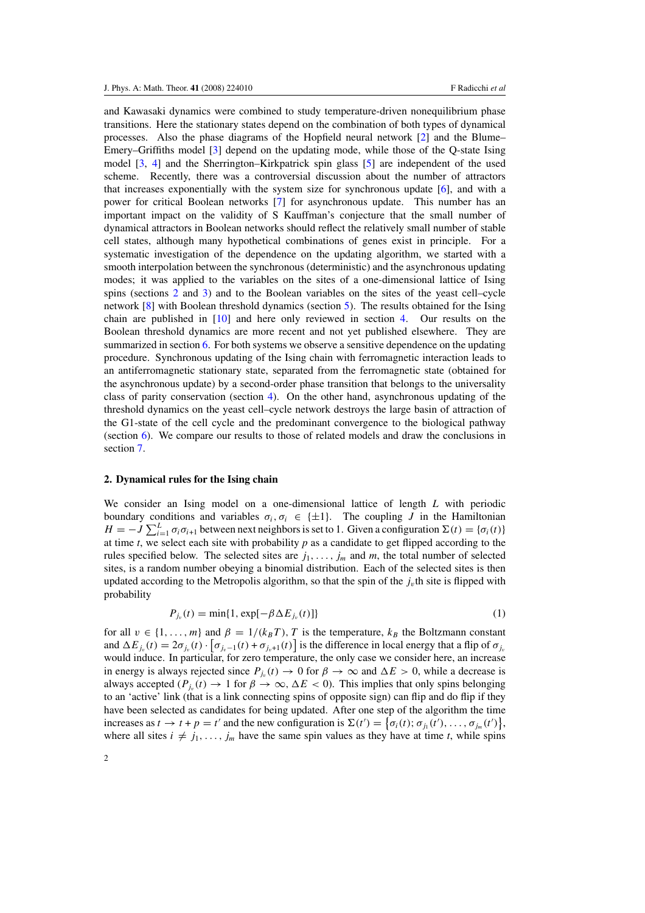and Kawasaki dynamics were combined to study temperature-driven nonequilibrium phase transitions. Here the stationary states depend on the combination of both types of dynamical processes. Also the phase diagrams of the Hopfield neural network [2] and the Blume–Emery–Griffiths model [3] depend on the updating mode, while those of the Q-state Ising model [3, 4] and the Sherrington–Kirkpatrick spin glass [5] are independent of the used scheme. Recently, there was a controversial discussion about the number of attractors that increases exponentially with the system size for synchronous update [6], and with a power for critical Boolean networks [7] for asynchronous update. This number has an important impact on the validity of S Kauffman's conjecture that the small number of dynamical attractors in Boolean networks should reflect the relatively small number of stable cell states, although many hypothetical combinations of genes exist in principle. For a systematic investigation of the dependence on the updating algorithm, we started with a smooth interpolation between the synchronous (deterministic) and the asynchronous updating modes; it was applied to the variables on the sites of a one-dimensional lattice of Ising spins (sections 2 and 3) and to the Boolean variables on the sites of the yeast cell–cycle network [8] with Boolean threshold dynamics (section 5). The results obtained for the Ising chain are published in [10] and here only reviewed in section 4. Our results on the Boolean threshold dynamics are more recent and not yet published elsewhere. They are summarized in section 6. For both systems we observe a sensitive dependence on the updating procedure. Synchronous updating of the Ising chain with ferromagnetic interaction leads to an antiferromagnetic stationary state, separated from the ferromagnetic state (obtained for the asynchronous update) by a second-order phase transition that belongs to the universality class of parity conservation (section 4). On the other hand, asynchronous updating of the threshold dynamics on the yeast cell–cycle network destroys the large basin of attraction of the G1-state of the cell cycle and the predominant convergence to the biological pathway (section 6). We compare our results to those of related models and draw the conclusions in section 7.

## 2. Dynamical rules for the Ising chain

We consider an Ising model on a one-dimensional lattice of length $L$ with periodic boundary conditions and variables $\sigma_i, \sigma_i \in \{\pm 1\}$. The coupling $J$ in the Hamiltonian $H = -J\sum_{i=1}^{L} \sigma_i \sigma_{i+1}$ between next neighbors is set to 1. Given a configuration $\Sigma(t) = \{\sigma_i(t)\}$ at time $t$, we select each site with probability $p$ as a candidate to get flipped according to the rules specified below. The selected sites are $j_1, \ldots, j_m$ and $m$, the total number of selected sites, is a random number obeying a binomial distribution. Each of the selected sites is then updated according to the Metropolis algorithm, so that the spin of the $j_v$th site is flipped with probability

$$P_{j_v}(t) = \min\{1, \exp[-\beta \Delta E_{j_v}(t)]\} \tag{1}$$

for all $v \in \{1, \ldots, m\}$ and $\beta = 1/(k_B T)$, $T$ is the temperature, $k_B$ the Boltzmann constant and $\Delta E_{j_v}(t) = 2\sigma_{j_v}(t) \cdot \left[\sigma_{j_v - 1}(t) + \sigma_{j_v + 1}(t)\right]$ is the difference in local energy that a flip of $\sigma_{j_v}$ would induce. In particular, for zero temperature, the only case we consider here, an increase in energy is always rejected since $P_{j_v}(t) \to 0$ for $\beta \to \infty$ and $\Delta E > 0$, while a decrease is always accepted ($P_{j_v}(t) \to 1$ for $\beta \to \infty$, $\Delta E < 0$). This implies that only spins belonging to an 'active' link (that is a link connecting spins of opposite sign) can flip and do flip if they have been selected as candidates for being updated. After one step of the algorithm the time increases as $t \to t + p = t'$ and the new configuration is $\Sigma(t') = \left\{\sigma_i(t); \sigma_{j_1}(t'), \ldots, \sigma_{j_m}(t')\right\}$, where all sites $i \neq j_1, \ldots, j_m$ have the same spin values as they have at time $t$, while spins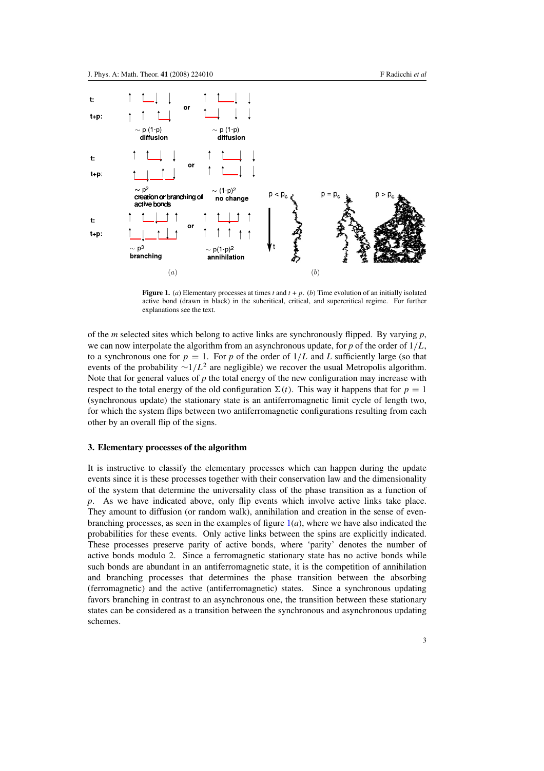**Figure 1.** (*a*) Elementary processes at times $t$ and $t + p$. (*b*) Time evolution of an initially isolated active bond (drawn in black) in the subcritical, critical, and supercritical regime. For further explanations see the text.

of the $m$ selected sites which belong to active links are synchronously flipped. By varying $p$, we can now interpolate the algorithm from an asynchronous update, for $p$ of the order of $1/L$, to a synchronous one for $p = 1$. For $p$ of the order of $1/L$ and $L$ sufficiently large (so that events of the probability $\sim 1/L^2$ are negligible) we recover the usual Metropolis algorithm. Note that for general values of $p$ the total energy of the new configuration may increase with respect to the total energy of the old configuration $\Sigma(t)$. This way it happens that for $p = 1$ (synchronous update) the stationary state is an antiferromagnetic limit cycle of length two, for which the system flips between two antiferromagnetic configurations resulting from each other by an overall flip of the signs.

## 3. Elementary processes of the algorithm

It is instructive to classify the elementary processes which can happen during the update events since it is these processes together with their conservation law and the dimensionality of the system that determine the universality class of the phase transition as a function of $p$. As we have indicated above, only flip events which involve active links take place. They amount to diffusion (or random walk), annihilation and creation in the sense of even-branching processes, as seen in the examples of figure 1(*a*), where we have also indicated the probabilities for these events. Only active links between the spins are explicitly indicated. These processes preserve parity of active bonds, where 'parity' denotes the number of active bonds modulo 2. Since a ferromagnetic stationary state has no active bonds while such bonds are abundant in an antiferromagnetic state, it is the competition of annihilation and branching processes that determines the phase transition between the absorbing (ferromagnetic) and the active (antiferromagnetic) states. Since a synchronous updating favors branching in contrast to an asynchronous one, the transition between these stationary states can be considered as a transition between the synchronous and asynchronous updating schemes.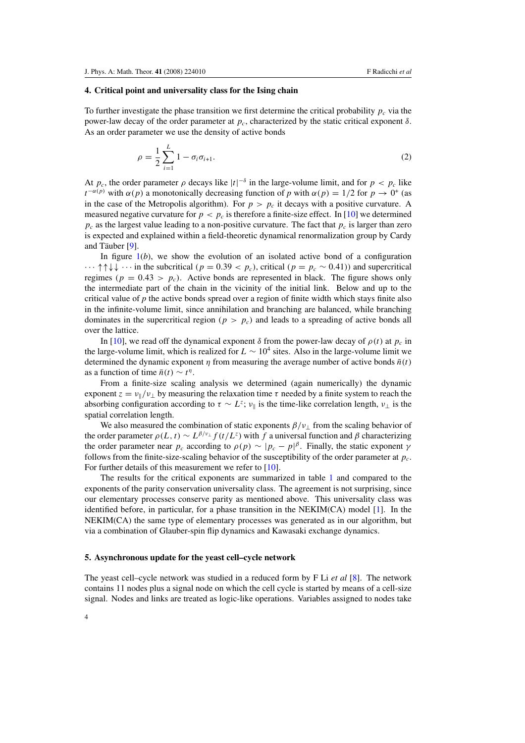### 4. Critical point and universality class for the Ising chain

To further investigate the phase transition we first determine the critical probability $p_c$ via the power-law decay of the order parameter at $p_c$, characterized by the static critical exponent $\delta$. As an order parameter we use the density of active bonds

$$\rho = \frac{1}{2}\sum_{i=1}^{L} 1 - \sigma_i\sigma_{i+1}. \tag{2}$$

At $p_c$, the order parameter $\rho$ decays like $|t|^{-\delta}$ in the large-volume limit, and for $p < p_c$ like $t^{-\alpha(p)}$ with $\alpha(p)$ a monotonically decreasing function of $p$ with $\alpha(p) = 1/2$ for $p \to 0^+$ (as in the case of the Metropolis algorithm). For $p > p_c$ it decays with a positive curvature. A measured negative curvature for $p < p_c$ is therefore a finite-size effect. In [10] we determined $p_c$ as the largest value leading to a non-positive curvature. The fact that $p_c$ is larger than zero is expected and explained within a field-theoretic dynamical renormalization group by Cardy and Täuber [9].

In figure 1(*b*), we show the evolution of an isolated active bond of a configuration $\cdots\uparrow\uparrow\downarrow\downarrow\cdots$ in the subcritical ($p = 0.39 < p_c$), critical ($p = p_c \sim 0.41$)) and supercritical regimes ($p = 0.43 > p_c$). Active bonds are represented in black. The figure shows only the intermediate part of the chain in the vicinity of the initial link. Below and up to the critical value of $p$ the active bonds spread over a region of finite width which stays finite also in the infinite-volume limit, since annihilation and branching are balanced, while branching dominates in the supercritical region ($p > p_c$) and leads to a spreading of active bonds all over the lattice.

In [10], we read off the dynamical exponent $\delta$ from the power-law decay of $\rho(t)$ at $p_c$ in the large-volume limit, which is realized for $L \sim 10^4$ sites. Also in the large-volume limit we determined the dynamic exponent $\eta$ from measuring the average number of active bonds $\bar{n}(t)$ as a function of time $\bar{n}(t) \sim t^{\eta}$.

From a finite-size scaling analysis we determined (again numerically) the dynamic exponent $z = \nu_\parallel/\nu_\perp$ by measuring the relaxation time $\tau$ needed by a finite system to reach the absorbing configuration according to $\tau \sim L^z$; $\nu_\parallel$ is the time-like correlation length, $\nu_\perp$ is the spatial correlation length.

We also measured the combination of static exponents $\beta/\nu_\perp$ from the scaling behavior of the order parameter $\rho(L, t) \sim L^{\beta/\nu_\perp} f(t/L^z)$ with $f$ a universal function and $\beta$ characterizing the order parameter near $p_c$ according to $\rho(p) \sim |p_c - p|^{\beta}$. Finally, the static exponent $\gamma$ follows from the finite-size-scaling behavior of the susceptibility of the order parameter at $p_c$. For further details of this measurement we refer to [10].

The results for the critical exponents are summarized in table 1 and compared to the exponents of the parity conservation universality class. The agreement is not surprising, since our elementary processes conserve parity as mentioned above. This universality class was identified before, in particular, for a phase transition in the NEKIM(CA) model [1]. In the NEKIM(CA) the same type of elementary processes was generated as in our algorithm, but via a combination of Glauber-spin flip dynamics and Kawasaki exchange dynamics.

### 5. Asynchronous update for the yeast cell–cycle network

The yeast cell–cycle network was studied in a reduced form by F Li *et al* [8]. The network contains 11 nodes plus a signal node on which the cell cycle is started by means of a cell-size signal. Nodes and links are treated as logic-like operations. Variables assigned to nodes take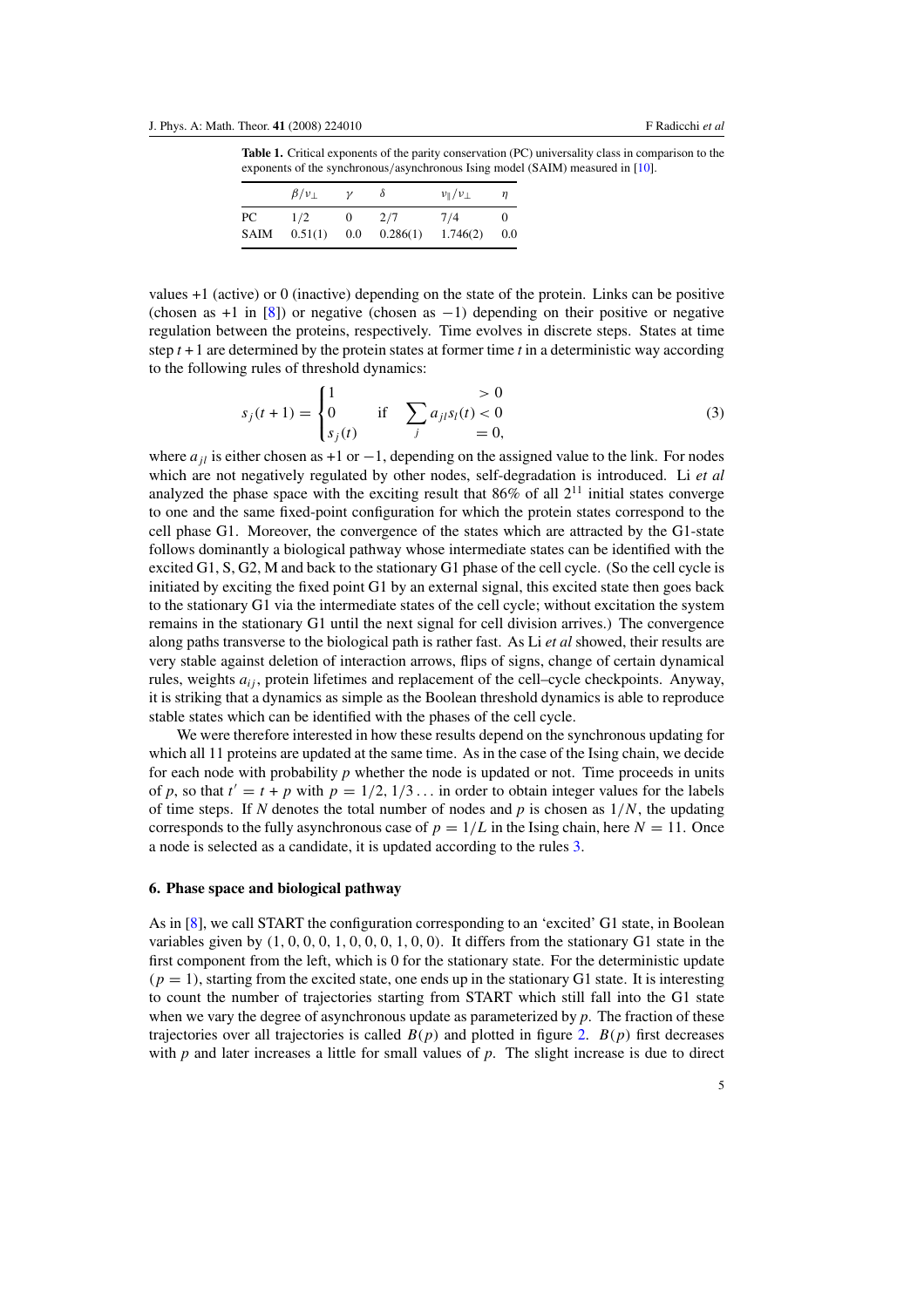**Table 1.** Critical exponents of the parity conservation (PC) universality class in comparison to the exponents of the synchronous/asynchronous Ising model (SAIM) measured in [10].

| | $\beta/\nu_\perp$ | $\gamma$ | $\delta$ | $\nu_\parallel/\nu_\perp$ | $\eta$ |
|---|---|---|---|---|---|
| PC | 1/2 | 0 | 2/7 | 7/4 | 0 |
| SAIM | 0.51(1) | 0.0 | 0.286(1) | 1.746(2) | 0.0 |

values +1 (active) or 0 (inactive) depending on the state of the protein. Links can be positive (chosen as +1 in [8]) or negative (chosen as −1) depending on their positive or negative regulation between the proteins, respectively. Time evolves in discrete steps. States at time step $t+1$ are determined by the protein states at former time $t$ in a deterministic way according to the following rules of threshold dynamics:

$$s_j(t+1) = \begin{cases} 1 & \\ 0 & \text{if} \quad \sum_j a_{jl} s_l(t) \\ s_j(t) & \end{cases} \begin{matrix} > 0 \\ < 0 \\ = 0, \end{matrix} \tag{3}$$

where $a_{jl}$ is either chosen as +1 or −1, depending on the assigned value to the link. For nodes which are not negatively regulated by other nodes, self-degradation is introduced. Li *et al* analyzed the phase space with the exciting result that 86% of all $2^{11}$ initial states converge to one and the same fixed-point configuration for which the protein states correspond to the cell phase G1. Moreover, the convergence of the states which are attracted by the G1-state follows dominantly a biological pathway whose intermediate states can be identified with the excited G1, S, G2, M and back to the stationary G1 phase of the cell cycle. (So the cell cycle is initiated by exciting the fixed point G1 by an external signal, this excited state then goes back to the stationary G1 via the intermediate states of the cell cycle; without excitation the system remains in the stationary G1 until the next signal for cell division arrives.) The convergence along paths transverse to the biological path is rather fast. As Li *et al* showed, their results are very stable against deletion of interaction arrows, flips of signs, change of certain dynamical rules, weights $a_{ij}$, protein lifetimes and replacement of the cell–cycle checkpoints. Anyway, it is striking that a dynamics as simple as the Boolean threshold dynamics is able to reproduce stable states which can be identified with the phases of the cell cycle.

We were therefore interested in how these results depend on the synchronous updating for which all 11 proteins are updated at the same time. As in the case of the Ising chain, we decide for each node with probability $p$ whether the node is updated or not. Time proceeds in units of $p$, so that $t' = t + p$ with $p = 1/2, 1/3\ldots$ in order to obtain integer values for the labels of time steps. If $N$ denotes the total number of nodes and $p$ is chosen as $1/N$, the updating corresponds to the fully asynchronous case of $p = 1/L$ in the Ising chain, here $N = 11$. Once a node is selected as a candidate, it is updated according to the rules 3.

### 6. Phase space and biological pathway

As in [8], we call START the configuration corresponding to an 'excited' G1 state, in Boolean variables given by (1, 0, 0, 0, 1, 0, 0, 0, 1, 0, 0). It differs from the stationary G1 state in the first component from the left, which is 0 for the stationary state. For the deterministic update ($p = 1$), starting from the excited state, one ends up in the stationary G1 state. It is interesting to count the number of trajectories starting from START which still fall into the G1 state when we vary the degree of asynchronous update as parameterized by $p$. The fraction of these trajectories over all trajectories is called $B(p)$ and plotted in figure 2. $B(p)$ first decreases with $p$ and later increases a little for small values of $p$. The slight increase is due to direct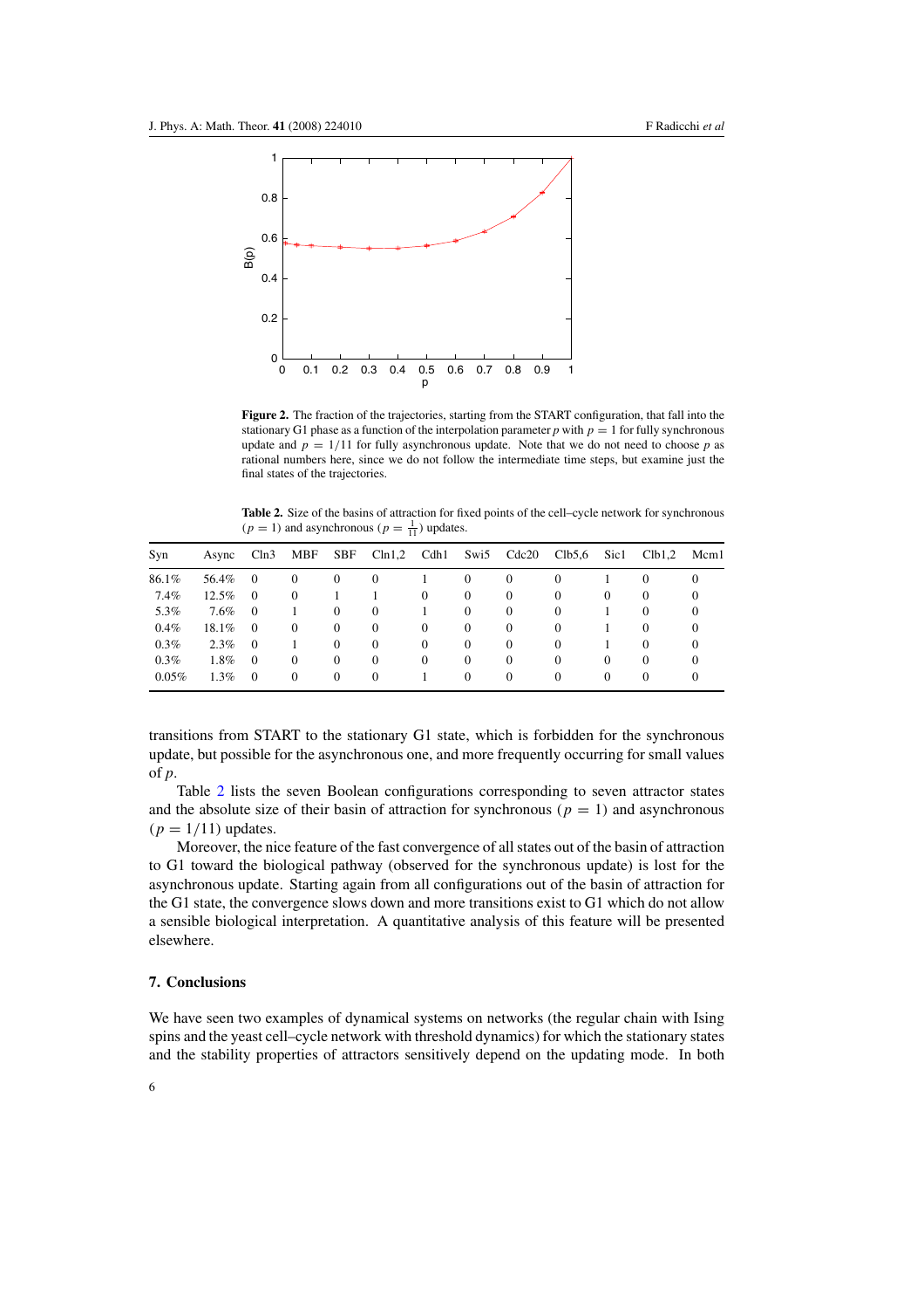**Figure 2.** The fraction of the trajectories, starting from the START configuration, that fall into the stationary G1 phase as a function of the interpolation parameter $p$ with $p = 1$ for fully synchronous update and $p = 1/11$ for fully asynchronous update. Note that we do not need to choose $p$ as rational numbers here, since we do not follow the intermediate time steps, but examine just the final states of the trajectories.

**Table 2.** Size of the basins of attraction for fixed points of the cell–cycle network for synchronous ($p = 1$) and asynchronous ($p = \frac{1}{11}$) updates.

| Syn | Async | Cln3 | MBF | SBF | Cln1,2 | Cdh1 | Swi5 | Cdc20 | Clb5,6 | Sic1 | Clb1,2 | Mcm1 |
|---|---|---|---|---|---|---|---|---|---|---|---|---|
| 86.1% | 56.4% | 0 | 0 | 0 | 0 | 1 | 0 | 0 | 0 | 1 | 0 | 0 |
| 7.4% | 12.5% | 0 | 0 | 1 | 1 | 0 | 0 | 0 | 0 | 0 | 0 | 0 |
| 5.3% | 7.6% | 0 | 1 | 0 | 0 | 1 | 0 | 0 | 0 | 1 | 0 | 0 |
| 0.4% | 18.1% | 0 | 0 | 0 | 0 | 0 | 0 | 0 | 0 | 1 | 0 | 0 |
| 0.3% | 2.3% | 0 | 1 | 0 | 0 | 0 | 0 | 0 | 0 | 1 | 0 | 0 |
| 0.3% | 1.8% | 0 | 0 | 0 | 0 | 0 | 0 | 0 | 0 | 0 | 0 | 0 |
| 0.05% | 1.3% | 0 | 0 | 0 | 0 | 1 | 0 | 0 | 0 | 0 | 0 | 0 |

transitions from START to the stationary G1 state, which is forbidden for the synchronous update, but possible for the asynchronous one, and more frequently occurring for small values of $p$.

Table 2 lists the seven Boolean configurations corresponding to seven attractor states and the absolute size of their basin of attraction for synchronous ($p = 1$) and asynchronous ($p = 1/11$) updates.

Moreover, the nice feature of the fast convergence of all states out of the basin of attraction to G1 toward the biological pathway (observed for the synchronous update) is lost for the asynchronous update. Starting again from all configurations out of the basin of attraction for the G1 state, the convergence slows down and more transitions exist to G1 which do not allow a sensible biological interpretation. A quantitative analysis of this feature will be presented elsewhere.

## 7. Conclusions

We have seen two examples of dynamical systems on networks (the regular chain with Ising spins and the yeast cell–cycle network with threshold dynamics) for which the stationary states and the stability properties of attractors sensitively depend on the updating mode. In both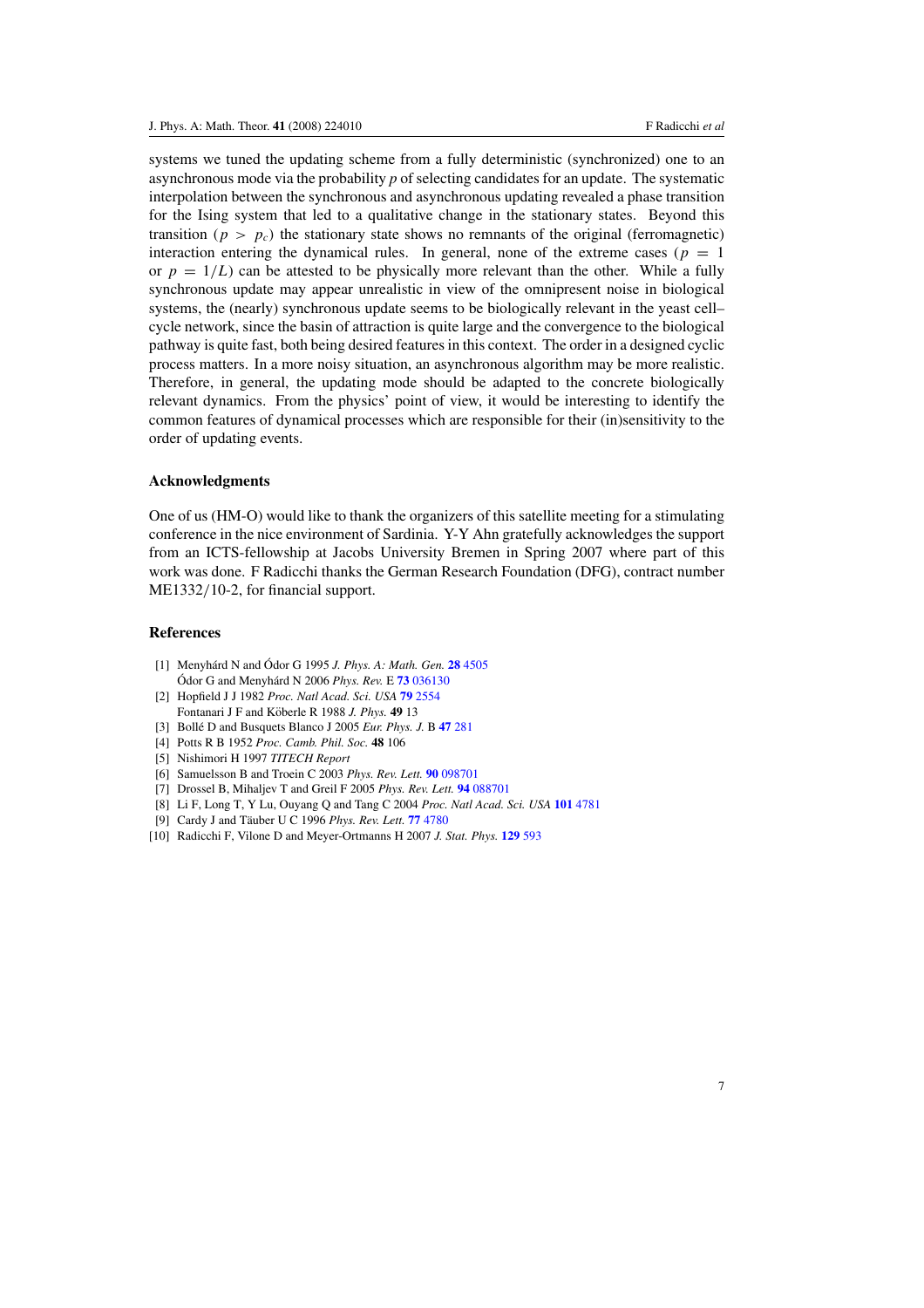systems we tuned the updating scheme from a fully deterministic (synchronized) one to an asynchronous mode via the probability $p$ of selecting candidates for an update. The systematic interpolation between the synchronous and asynchronous updating revealed a phase transition for the Ising system that led to a qualitative change in the stationary states. Beyond this transition ($p > p_c$) the stationary state shows no remnants of the original (ferromagnetic) interaction entering the dynamical rules. In general, none of the extreme cases ($p = 1$ or $p = 1/L$) can be attested to be physically more relevant than the other. While a fully synchronous update may appear unrealistic in view of the omnipresent noise in biological systems, the (nearly) synchronous update seems to be biologically relevant in the yeast cell–cycle network, since the basin of attraction is quite large and the convergence to the biological pathway is quite fast, both being desired features in this context. The order in a designed cyclic process matters. In a more noisy situation, an asynchronous algorithm may be more realistic. Therefore, in general, the updating mode should be adapted to the concrete biologically relevant dynamics. From the physics' point of view, it would be interesting to identify the common features of dynamical processes which are responsible for their (in)sensitivity to the order of updating events.

## Acknowledgments

One of us (HM-O) would like to thank the organizers of this satellite meeting for a stimulating conference in the nice environment of Sardinia. Y-Y Ahn gratefully acknowledges the support from an ICTS-fellowship at Jacobs University Bremen in Spring 2007 where part of this work was done. F Radicchi thanks the German Research Foundation (DFG), contract number ME1332/10-2, for financial support.

## References

[1] Menyhárd N and Ódor G 1995 *J. Phys. A: Math. Gen.* **28** 4505
Ódor G and Menyhárd N 2006 *Phys. Rev.* E **73** 036130

[2] Hopfield J J 1982 *Proc. Natl Acad. Sci. USA* **79** 2554
Fontanari J F and Köberle R 1988 *J. Phys.* **49** 13

[3] Bollé D and Busquets Blanco J 2005 *Eur. Phys. J.* B **47** 281

[4] Potts R B 1952 *Proc. Camb. Phil. Soc.* **48** 106

[5] Nishimori H 1997 *TITECH Report*

[6] Samuelsson B and Troein C 2003 *Phys. Rev. Lett.* **90** 098701

[7] Drossel B, Mihaljev T and Greil F 2005 *Phys. Rev. Lett.* **94** 088701

[8] Li F, Long T, Y Lu, Ouyang Q and Tang C 2004 *Proc. Natl Acad. Sci. USA* **101** 4781

[9] Cardy J and Täuber U C 1996 *Phys. Rev. Lett.* **77** 4780

[10] Radicchi F, Vilone D and Meyer-Ortmanns H 2007 *J. Stat. Phys.* **129** 593